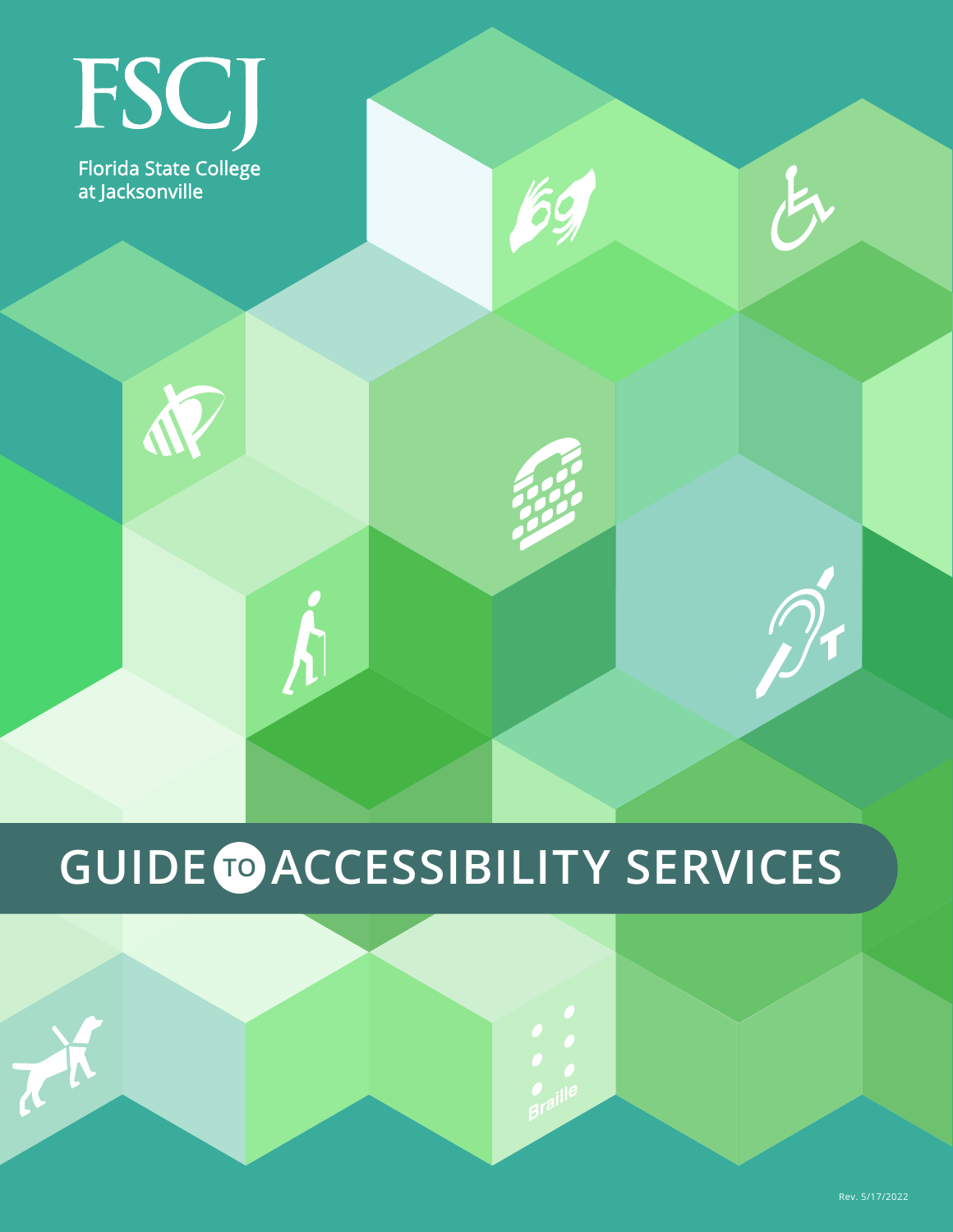FSCJ

Florida State College at Jacksonville

# GUIDE TO ACCESSIBILITY SERVICES

Braille

Rev. 5/17/2022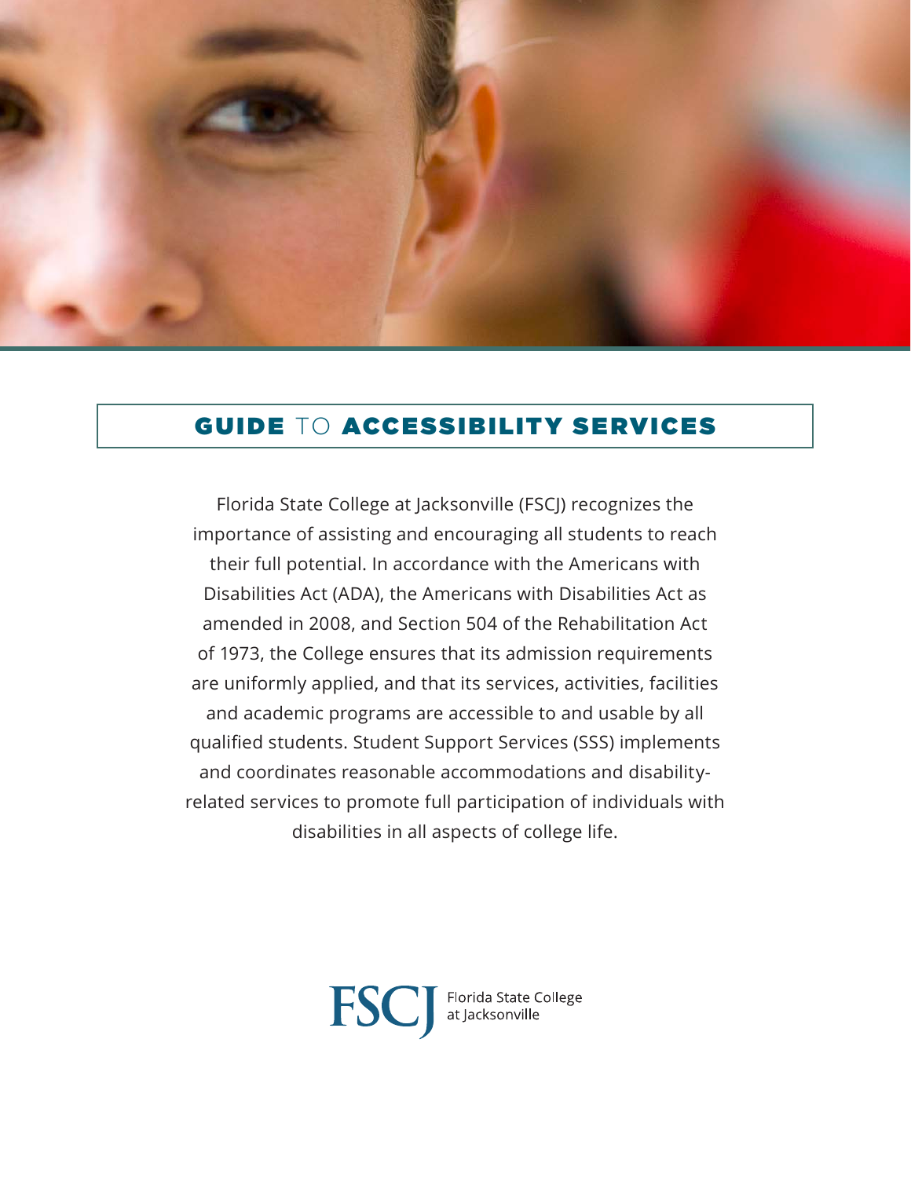# GUIDE TO ACCESSIBILITY SERVICES

Florida State College at Jacksonville (FSCJ) recognizes the importance of assisting and encouraging all students to reach their full potential. In accordance with the Americans with Disabilities Act (ADA), the Americans with Disabilities Act as amended in 2008, and Section 504 of the Rehabilitation Act of 1973, the College ensures that its admission requirements are uniformly applied, and that its services, activities, facilities and academic programs are accessible to and usable by all qualified students. Student Support Services (SSS) implements and coordinates reasonable accommodations and disability-related services to promote full participation of individuals with disabilities in all aspects of college life.

FSCJ Florida State College at Jacksonville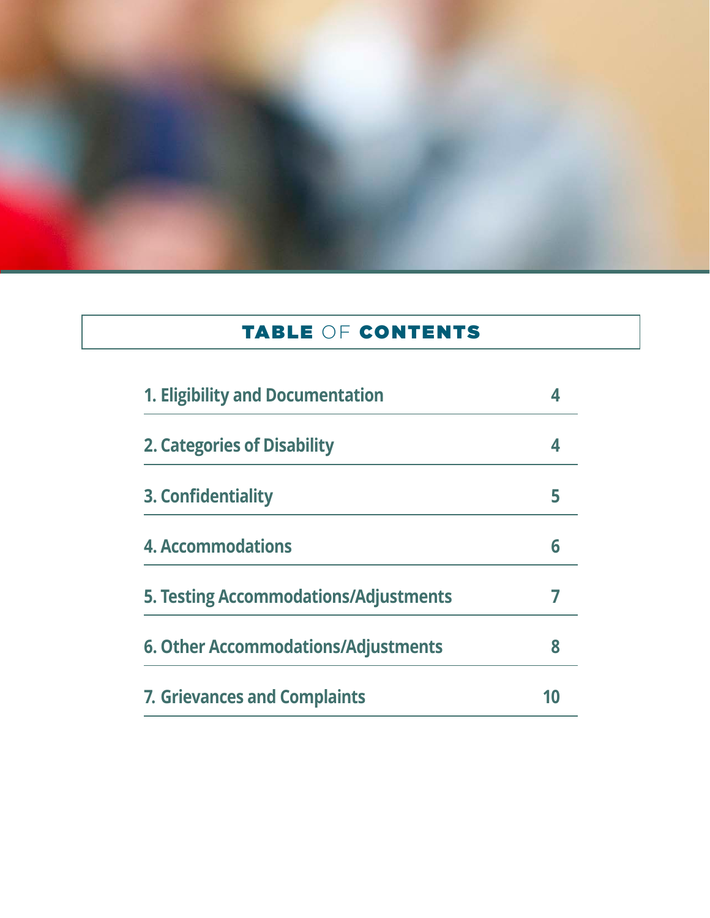# TABLE OF CONTENTS

| | |
|---|---|
| 1. Eligibility and Documentation | 4 |
| 2. Categories of Disability | 4 |
| 3. Confidentiality | 5 |
| 4. Accommodations | 6 |
| 5. Testing Accommodations/Adjustments | 7 |
| 6. Other Accommodations/Adjustments | 8 |
| 7. Grievances and Complaints | 10 |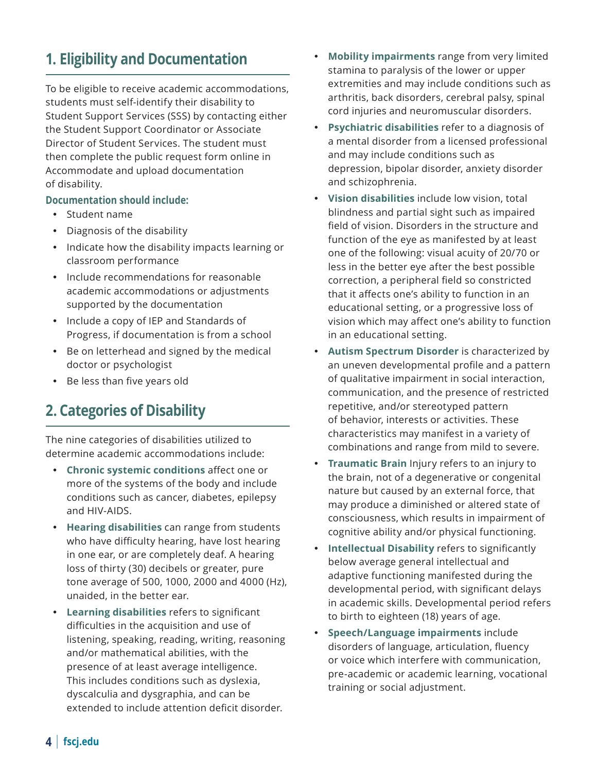## 1. Eligibility and Documentation

To be eligible to receive academic accommodations, students must self-identify their disability to Student Support Services (SSS) by contacting either the Student Support Coordinator or Associate Director of Student Services. The student must then complete the public request form online in Accommodate and upload documentation of disability.

### Documentation should include:

- Student name
- Diagnosis of the disability
- Indicate how the disability impacts learning or classroom performance
- Include recommendations for reasonable academic accommodations or adjustments supported by the documentation
- Include a copy of IEP and Standards of Progress, if documentation is from a school
- Be on letterhead and signed by the medical doctor or psychologist
- Be less than five years old

## 2. Categories of Disability

The nine categories of disabilities utilized to determine academic accommodations include:

- **Chronic systemic conditions** affect one or more of the systems of the body and include conditions such as cancer, diabetes, epilepsy and HIV-AIDS.
- **Hearing disabilities** can range from students who have difficulty hearing, have lost hearing in one ear, or are completely deaf. A hearing loss of thirty (30) decibels or greater, pure tone average of 500, 1000, 2000 and 4000 (Hz), unaided, in the better ear.
- **Learning disabilities** refers to significant difficulties in the acquisition and use of listening, speaking, reading, writing, reasoning and/or mathematical abilities, with the presence of at least average intelligence. This includes conditions such as dyslexia, dyscalculia and dysgraphia, and can be extended to include attention deficit disorder.
- **Mobility impairments** range from very limited stamina to paralysis of the lower or upper extremities and may include conditions such as arthritis, back disorders, cerebral palsy, spinal cord injuries and neuromuscular disorders.
- **Psychiatric disabilities** refer to a diagnosis of a mental disorder from a licensed professional and may include conditions such as depression, bipolar disorder, anxiety disorder and schizophrenia.
- **Vision disabilities** include low vision, total blindness and partial sight such as impaired field of vision. Disorders in the structure and function of the eye as manifested by at least one of the following: visual acuity of 20/70 or less in the better eye after the best possible correction, a peripheral field so constricted that it affects one's ability to function in an educational setting, or a progressive loss of vision which may affect one's ability to function in an educational setting.
- **Autism Spectrum Disorder** is characterized by an uneven developmental profile and a pattern of qualitative impairment in social interaction, communication, and the presence of restricted repetitive, and/or stereotyped pattern of behavior, interests or activities. These characteristics may manifest in a variety of combinations and range from mild to severe.
- **Traumatic Brain** Injury refers to an injury to the brain, not of a degenerative or congenital nature but caused by an external force, that may produce a diminished or altered state of consciousness, which results in impairment of cognitive ability and/or physical functioning.
- **Intellectual Disability** refers to significantly below average general intellectual and adaptive functioning manifested during the developmental period, with significant delays in academic skills. Developmental period refers to birth to eighteen (18) years of age.
- **Speech/Language impairments** include disorders of language, articulation, fluency or voice which interfere with communication, pre-academic or academic learning, vocational training or social adjustment.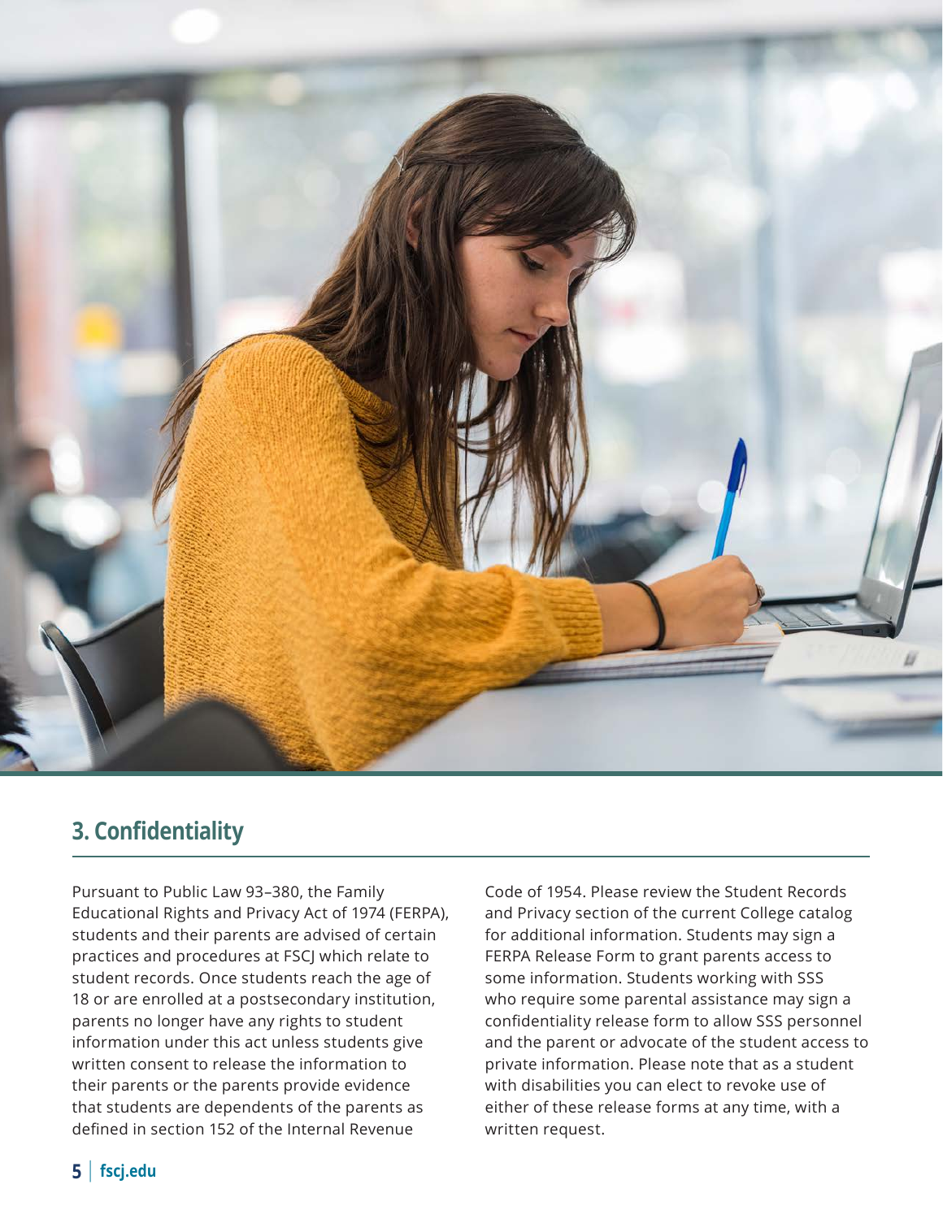## 3. Confidentiality

Pursuant to Public Law 93–380, the Family Educational Rights and Privacy Act of 1974 (FERPA), students and their parents are advised of certain practices and procedures at FSCJ which relate to student records. Once students reach the age of 18 or are enrolled at a postsecondary institution, parents no longer have any rights to student information under this act unless students give written consent to release the information to their parents or the parents provide evidence that students are dependents of the parents as defined in section 152 of the Internal Revenue Code of 1954. Please review the Student Records and Privacy section of the current College catalog for additional information. Students may sign a FERPA Release Form to grant parents access to some information. Students working with SSS who require some parental assistance may sign a confidentiality release form to allow SSS personnel and the parent or advocate of the student access to private information. Please note that as a student with disabilities you can elect to revoke use of either of these release forms at any time, with a written request.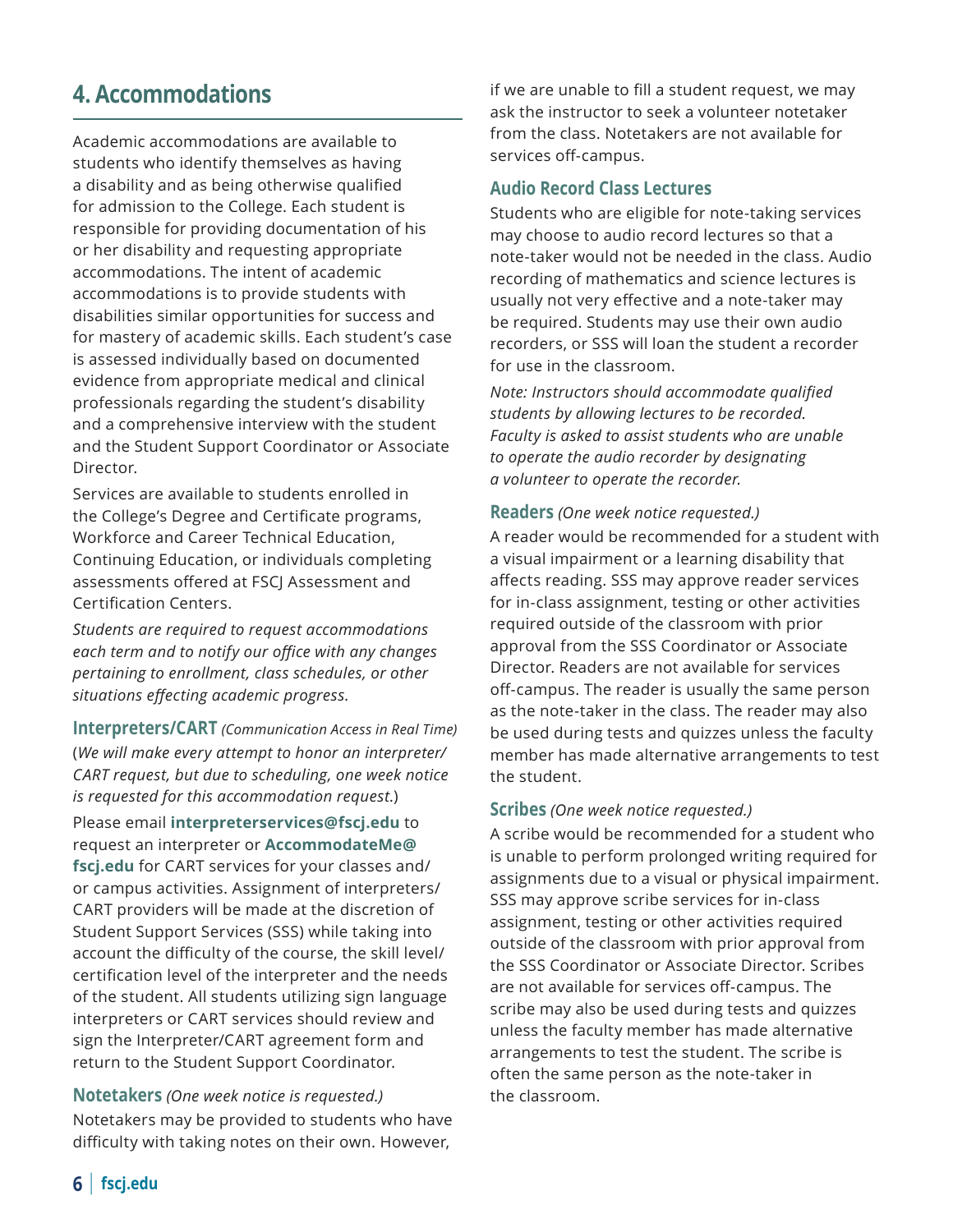## 4. Accommodations

Academic accommodations are available to students who identify themselves as having a disability and as being otherwise qualified for admission to the College. Each student is responsible for providing documentation of his or her disability and requesting appropriate accommodations. The intent of academic accommodations is to provide students with disabilities similar opportunities for success and for mastery of academic skills. Each student's case is assessed individually based on documented evidence from appropriate medical and clinical professionals regarding the student's disability and a comprehensive interview with the student and the Student Support Coordinator or Associate Director.

Services are available to students enrolled in the College's Degree and Certificate programs, Workforce and Career Technical Education, Continuing Education, or individuals completing assessments offered at FSCJ Assessment and Certification Centers.

*Students are required to request accommodations each term and to notify our office with any changes pertaining to enrollment, class schedules, or other situations effecting academic progress.*

### Interpreters/CART *(Communication Access in Real Time)*

(*We will make every attempt to honor an interpreter/CART request, but due to scheduling, one week notice is requested for this accommodation request.*)

Please email **interpreterservices@fscj.edu** to request an interpreter or **AccommodateMe@fscj.edu** for CART services for your classes and/or campus activities. Assignment of interpreters/CART providers will be made at the discretion of Student Support Services (SSS) while taking into account the difficulty of the course, the skill level/certification level of the interpreter and the needs of the student. All students utilizing sign language interpreters or CART services should review and sign the Interpreter/CART agreement form and return to the Student Support Coordinator.

### Notetakers *(One week notice is requested.)*

Notetakers may be provided to students who have difficulty with taking notes on their own. However, if we are unable to fill a student request, we may ask the instructor to seek a volunteer notetaker from the class. Notetakers are not available for services off-campus.

### Audio Record Class Lectures

Students who are eligible for note-taking services may choose to audio record lectures so that a note-taker would not be needed in the class. Audio recording of mathematics and science lectures is usually not very effective and a note-taker may be required. Students may use their own audio recorders, or SSS will loan the student a recorder for use in the classroom.

*Note: Instructors should accommodate qualified students by allowing lectures to be recorded. Faculty is asked to assist students who are unable to operate the audio recorder by designating a volunteer to operate the recorder.*

### Readers *(One week notice requested.)*

A reader would be recommended for a student with a visual impairment or a learning disability that affects reading. SSS may approve reader services for in-class assignment, testing or other activities required outside of the classroom with prior approval from the SSS Coordinator or Associate Director. Readers are not available for services off-campus. The reader is usually the same person as the note-taker in the class. The reader may also be used during tests and quizzes unless the faculty member has made alternative arrangements to test the student.

### Scribes *(One week notice requested.)*

A scribe would be recommended for a student who is unable to perform prolonged writing required for assignments due to a visual or physical impairment. SSS may approve scribe services for in-class assignment, testing or other activities required outside of the classroom with prior approval from the SSS Coordinator or Associate Director. Scribes are not available for services off-campus. The scribe may also be used during tests and quizzes unless the faculty member has made alternative arrangements to test the student. The scribe is often the same person as the note-taker in the classroom.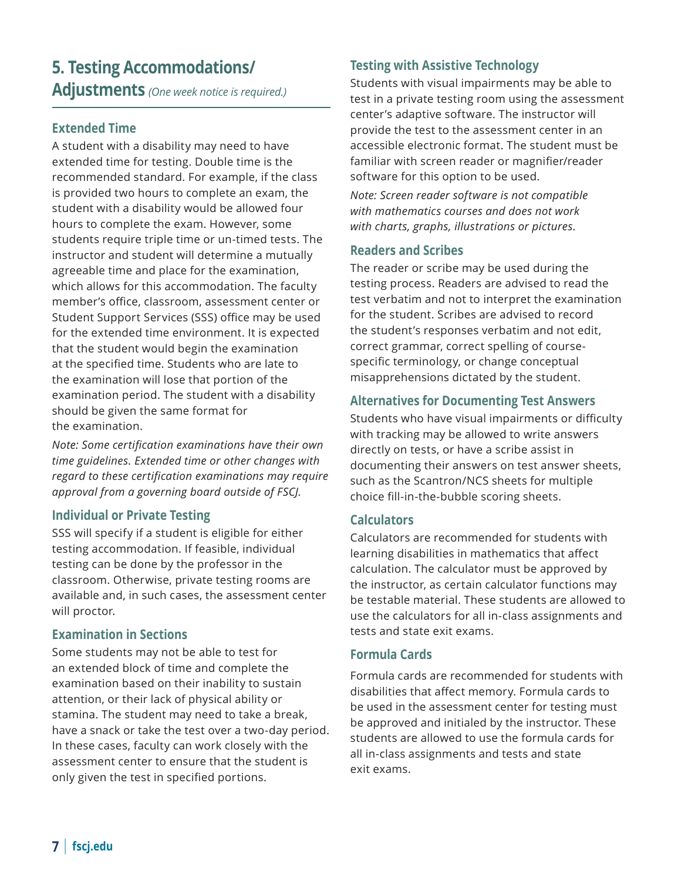## 5. Testing Accommodations/ Adjustments *(One week notice is required.)*

### Extended Time

A student with a disability may need to have extended time for testing. Double time is the recommended standard. For example, if the class is provided two hours to complete an exam, the student with a disability would be allowed four hours to complete the exam. However, some students require triple time or un-timed tests. The instructor and student will determine a mutually agreeable time and place for the examination, which allows for this accommodation. The faculty member's office, classroom, assessment center or Student Support Services (SSS) office may be used for the extended time environment. It is expected that the student would begin the examination at the specified time. Students who are late to the examination will lose that portion of the examination period. The student with a disability should be given the same format for the examination.

*Note: Some certification examinations have their own time guidelines. Extended time or other changes with regard to these certification examinations may require approval from a governing board outside of FSCJ.*

### Individual or Private Testing

SSS will specify if a student is eligible for either testing accommodation. If feasible, individual testing can be done by the professor in the classroom. Otherwise, private testing rooms are available and, in such cases, the assessment center will proctor.

### Examination in Sections

Some students may not be able to test for an extended block of time and complete the examination based on their inability to sustain attention, or their lack of physical ability or stamina. The student may need to take a break, have a snack or take the test over a two-day period. In these cases, faculty can work closely with the assessment center to ensure that the student is only given the test in specified portions.

### Testing with Assistive Technology

Students with visual impairments may be able to test in a private testing room using the assessment center's adaptive software. The instructor will provide the test to the assessment center in an accessible electronic format. The student must be familiar with screen reader or magnifier/reader software for this option to be used.

*Note: Screen reader software is not compatible with mathematics courses and does not work with charts, graphs, illustrations or pictures.*

### Readers and Scribes

The reader or scribe may be used during the testing process. Readers are advised to read the test verbatim and not to interpret the examination for the student. Scribes are advised to record the student's responses verbatim and not edit, correct grammar, correct spelling of course-specific terminology, or change conceptual misapprehensions dictated by the student.

### Alternatives for Documenting Test Answers

Students who have visual impairments or difficulty with tracking may be allowed to write answers directly on tests, or have a scribe assist in documenting their answers on test answer sheets, such as the Scantron/NCS sheets for multiple choice fill-in-the-bubble scoring sheets.

### Calculators

Calculators are recommended for students with learning disabilities in mathematics that affect calculation. The calculator must be approved by the instructor, as certain calculator functions may be testable material. These students are allowed to use the calculators for all in-class assignments and tests and state exit exams.

### Formula Cards

Formula cards are recommended for students with disabilities that affect memory. Formula cards to be used in the assessment center for testing must be approved and initialed by the instructor. These students are allowed to use the formula cards for all in-class assignments and tests and state exit exams.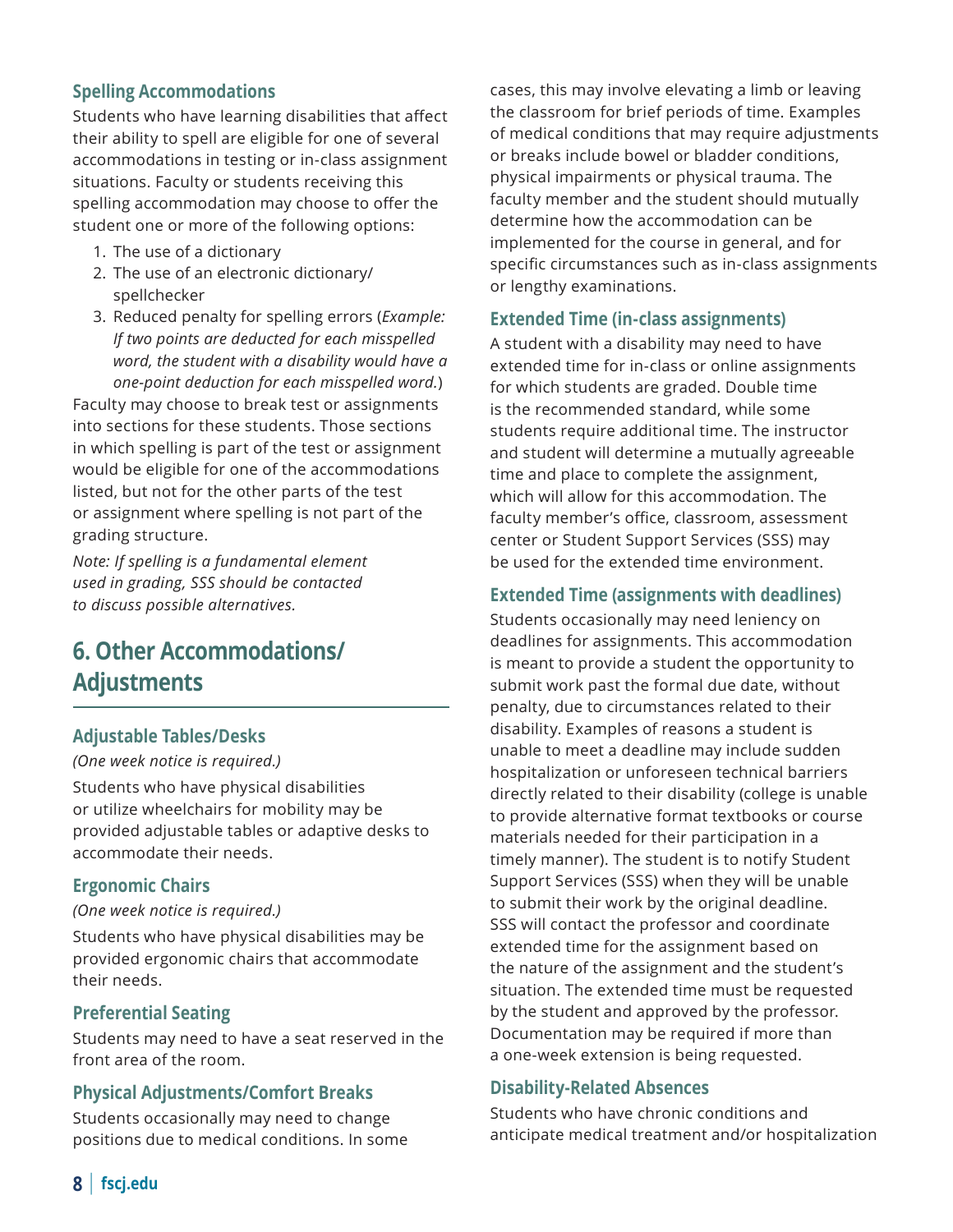### Spelling Accommodations

Students who have learning disabilities that affect their ability to spell are eligible for one of several accommodations in testing or in-class assignment situations. Faculty or students receiving this spelling accommodation may choose to offer the student one or more of the following options:

1. The use of a dictionary
2. The use of an electronic dictionary/spellchecker
3. Reduced penalty for spelling errors (*Example: If two points are deducted for each misspelled word, the student with a disability would have a one-point deduction for each misspelled word.*)

Faculty may choose to break test or assignments into sections for these students. Those sections in which spelling is part of the test or assignment would be eligible for one of the accommodations listed, but not for the other parts of the test or assignment where spelling is not part of the grading structure.

*Note: If spelling is a fundamental element used in grading, SSS should be contacted to discuss possible alternatives.*

## 6. Other Accommodations/ Adjustments

### Adjustable Tables/Desks

*(One week notice is required.)*

Students who have physical disabilities or utilize wheelchairs for mobility may be provided adjustable tables or adaptive desks to accommodate their needs.

### Ergonomic Chairs

*(One week notice is required.)*

Students who have physical disabilities may be provided ergonomic chairs that accommodate their needs.

### Preferential Seating

Students may need to have a seat reserved in the front area of the room.

### Physical Adjustments/Comfort Breaks

Students occasionally may need to change positions due to medical conditions. In some cases, this may involve elevating a limb or leaving the classroom for brief periods of time. Examples of medical conditions that may require adjustments or breaks include bowel or bladder conditions, physical impairments or physical trauma. The faculty member and the student should mutually determine how the accommodation can be implemented for the course in general, and for specific circumstances such as in-class assignments or lengthy examinations.

### Extended Time (in-class assignments)

A student with a disability may need to have extended time for in-class or online assignments for which students are graded. Double time is the recommended standard, while some students require additional time. The instructor and student will determine a mutually agreeable time and place to complete the assignment, which will allow for this accommodation. The faculty member's office, classroom, assessment center or Student Support Services (SSS) may be used for the extended time environment.

### Extended Time (assignments with deadlines)

Students occasionally may need leniency on deadlines for assignments. This accommodation is meant to provide a student the opportunity to submit work past the formal due date, without penalty, due to circumstances related to their disability. Examples of reasons a student is unable to meet a deadline may include sudden hospitalization or unforeseen technical barriers directly related to their disability (college is unable to provide alternative format textbooks or course materials needed for their participation in a timely manner). The student is to notify Student Support Services (SSS) when they will be unable to submit their work by the original deadline. SSS will contact the professor and coordinate extended time for the assignment based on the nature of the assignment and the student's situation. The extended time must be requested by the student and approved by the professor. Documentation may be required if more than a one-week extension is being requested.

### Disability-Related Absences

Students who have chronic conditions and anticipate medical treatment and/or hospitalization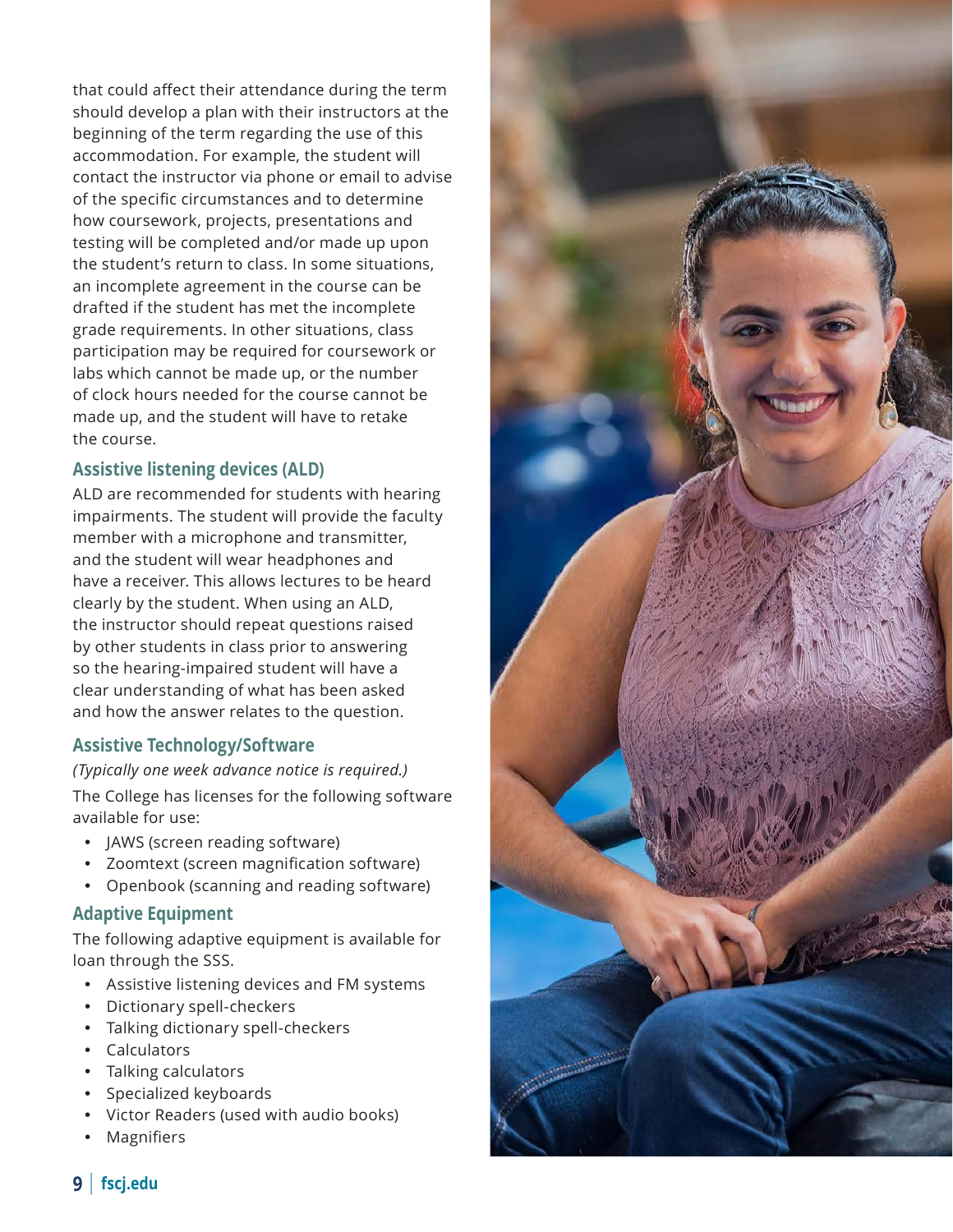that could affect their attendance during the term should develop a plan with their instructors at the beginning of the term regarding the use of this accommodation. For example, the student will contact the instructor via phone or email to advise of the specific circumstances and to determine how coursework, projects, presentations and testing will be completed and/or made up upon the student's return to class. In some situations, an incomplete agreement in the course can be drafted if the student has met the incomplete grade requirements. In other situations, class participation may be required for coursework or labs which cannot be made up, or the number of clock hours needed for the course cannot be made up, and the student will have to retake the course.

### Assistive listening devices (ALD)

ALD are recommended for students with hearing impairments. The student will provide the faculty member with a microphone and transmitter, and the student will wear headphones and have a receiver. This allows lectures to be heard clearly by the student. When using an ALD, the instructor should repeat questions raised by other students in class prior to answering so the hearing-impaired student will have a clear understanding of what has been asked and how the answer relates to the question.

### Assistive Technology/Software

*(Typically one week advance notice is required.)*

The College has licenses for the following software available for use:

- JAWS (screen reading software)
- Zoomtext (screen magnification software)
- Openbook (scanning and reading software)

### Adaptive Equipment

The following adaptive equipment is available for loan through the SSS.

- Assistive listening devices and FM systems
- Dictionary spell-checkers
- Talking dictionary spell-checkers
- Calculators
- Talking calculators
- Specialized keyboards
- Victor Readers (used with audio books)
- Magnifiers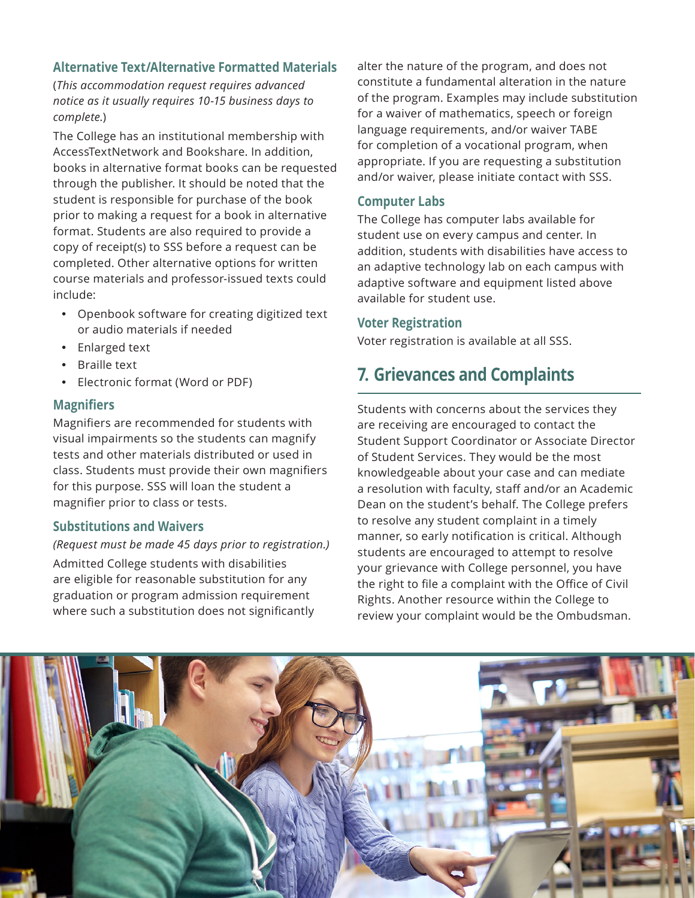### Alternative Text/Alternative Formatted Materials

(*This accommodation request requires advanced notice as it usually requires 10-15 business days to complete.*)

The College has an institutional membership with AccessTextNetwork and Bookshare. In addition, books in alternative format books can be requested through the publisher. It should be noted that the student is responsible for purchase of the book prior to making a request for a book in alternative format. Students are also required to provide a copy of receipt(s) to SSS before a request can be completed. Other alternative options for written course materials and professor-issued texts could include:

- Openbook software for creating digitized text or audio materials if needed
- Enlarged text
- Braille text
- Electronic format (Word or PDF)

### Magnifiers

Magnifiers are recommended for students with visual impairments so the students can magnify tests and other materials distributed or used in class. Students must provide their own magnifiers for this purpose. SSS will loan the student a magnifier prior to class or tests.

### Substitutions and Waivers

*(Request must be made 45 days prior to registration.)*

Admitted College students with disabilities are eligible for reasonable substitution for any graduation or program admission requirement where such a substitution does not significantly alter the nature of the program, and does not constitute a fundamental alteration in the nature of the program. Examples may include substitution for a waiver of mathematics, speech or foreign language requirements, and/or waiver TABE for completion of a vocational program, when appropriate. If you are requesting a substitution and/or waiver, please initiate contact with SSS.

### Computer Labs

The College has computer labs available for student use on every campus and center. In addition, students with disabilities have access to an adaptive technology lab on each campus with adaptive software and equipment listed above available for student use.

### Voter Registration

Voter registration is available at all SSS.

## 7. Grievances and Complaints

Students with concerns about the services they are receiving are encouraged to contact the Student Support Coordinator or Associate Director of Student Services. They would be the most knowledgeable about your case and can mediate a resolution with faculty, staff and/or an Academic Dean on the student's behalf. The College prefers to resolve any student complaint in a timely manner, so early notification is critical. Although students are encouraged to attempt to resolve your grievance with College personnel, you have the right to file a complaint with the Office of Civil Rights. Another resource within the College to review your complaint would be the Ombudsman.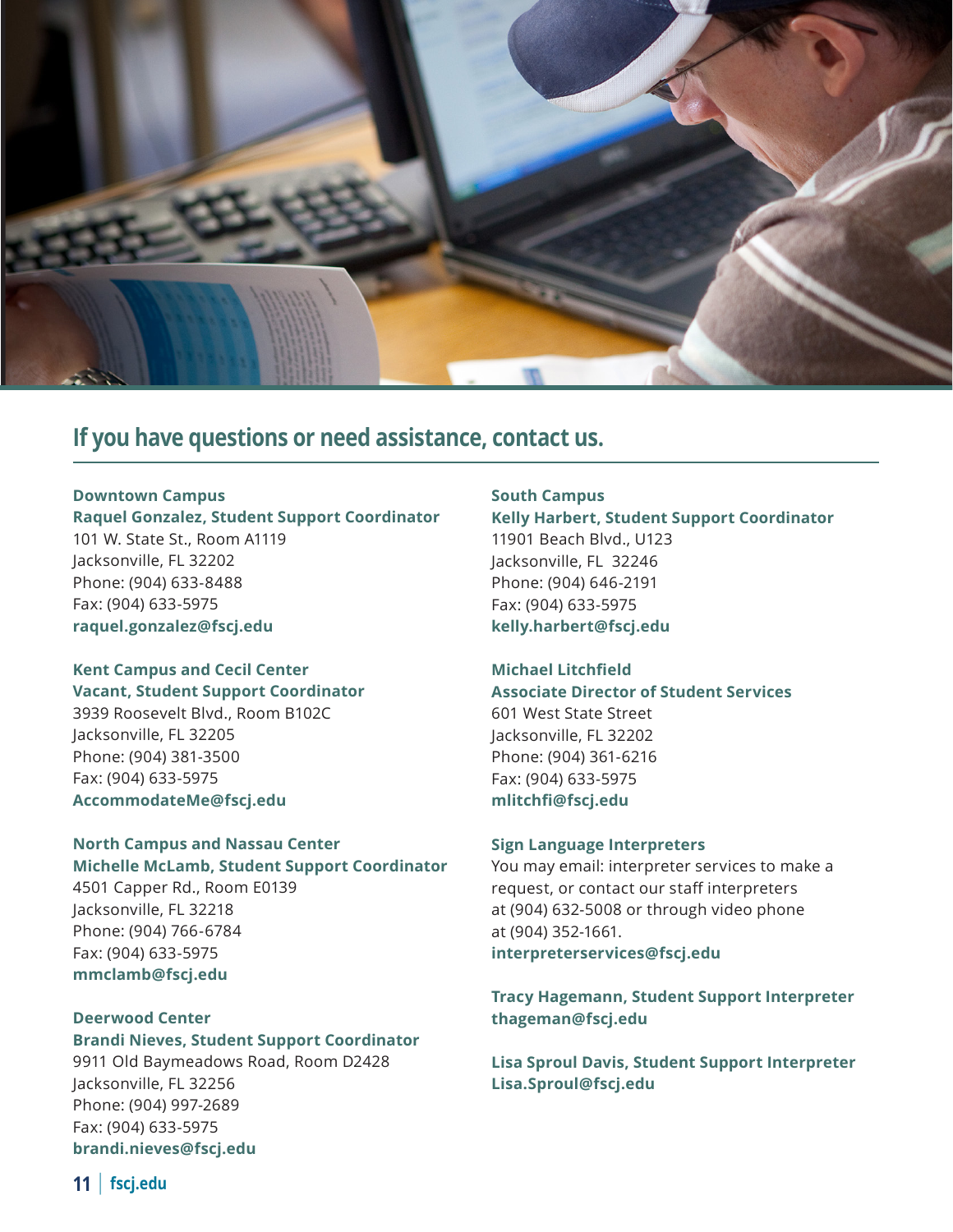## If you have questions or need assistance, contact us.

**Downtown Campus**
**Raquel Gonzalez, Student Support Coordinator**
101 W. State St., Room A1119
Jacksonville, FL 32202
Phone: (904) 633-8488
Fax: (904) 633-5975
**raquel.gonzalez@fscj.edu**

**Kent Campus and Cecil Center**
**Vacant, Student Support Coordinator**
3939 Roosevelt Blvd., Room B102C
Jacksonville, FL 32205
Phone: (904) 381-3500
Fax: (904) 633-5975
**AccommodateMe@fscj.edu**

**North Campus and Nassau Center**
**Michelle McLamb, Student Support Coordinator**
4501 Capper Rd., Room E0139
Jacksonville, FL 32218
Phone: (904) 766-6784
Fax: (904) 633-5975
**mmclamb@fscj.edu**

**Deerwood Center**
**Brandi Nieves, Student Support Coordinator**
9911 Old Baymeadows Road, Room D2428
Jacksonville, FL 32256
Phone: (904) 997-2689
Fax: (904) 633-5975
**brandi.nieves@fscj.edu**

**South Campus**
**Kelly Harbert, Student Support Coordinator**
11901 Beach Blvd., U123
Jacksonville, FL 32246
Phone: (904) 646-2191
Fax: (904) 633-5975
**kelly.harbert@fscj.edu**

**Michael Litchfield**
**Associate Director of Student Services**
601 West State Street
Jacksonville, FL 32202
Phone: (904) 361-6216
Fax: (904) 633-5975
**mlitchfi@fscj.edu**

**Sign Language Interpreters**
You may email: interpreter services to make a request, or contact our staff interpreters at (904) 632-5008 or through video phone at (904) 352-1661.
**interpreterservices@fscj.edu**

**Tracy Hagemann, Student Support Interpreter**
**thageman@fscj.edu**

**Lisa Sproul Davis, Student Support Interpreter**
**Lisa.Sproul@fscj.edu**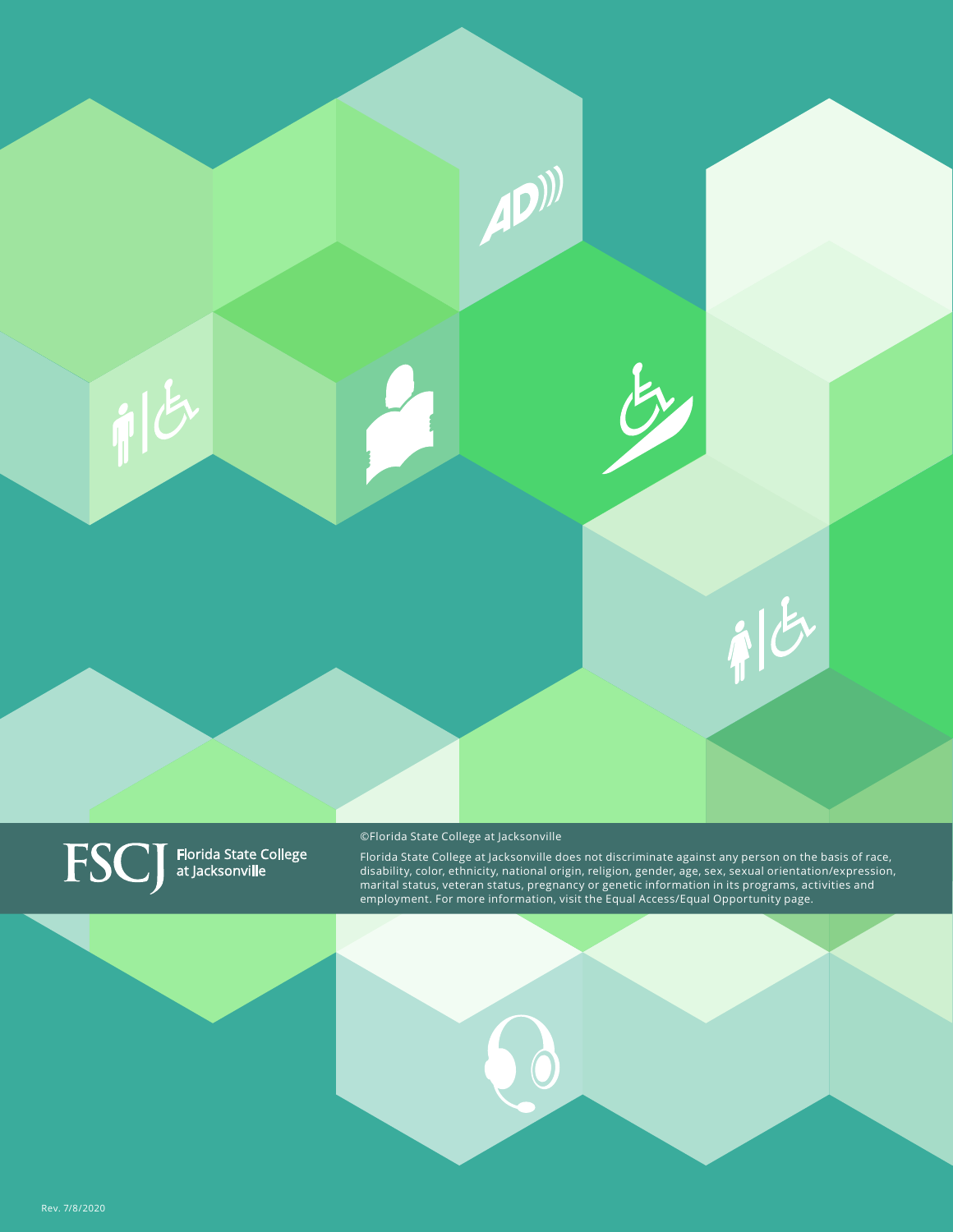FSCJ Florida State College at Jacksonville

©Florida State College at Jacksonville

Florida State College at Jacksonville does not discriminate against any person on the basis of race, disability, color, ethnicity, national origin, religion, gender, age, sex, sexual orientation/expression, marital status, veteran status, pregnancy or genetic information in its programs, activities and employment. For more information, visit the Equal Access/Equal Opportunity page.

Rev. 7/8/2020